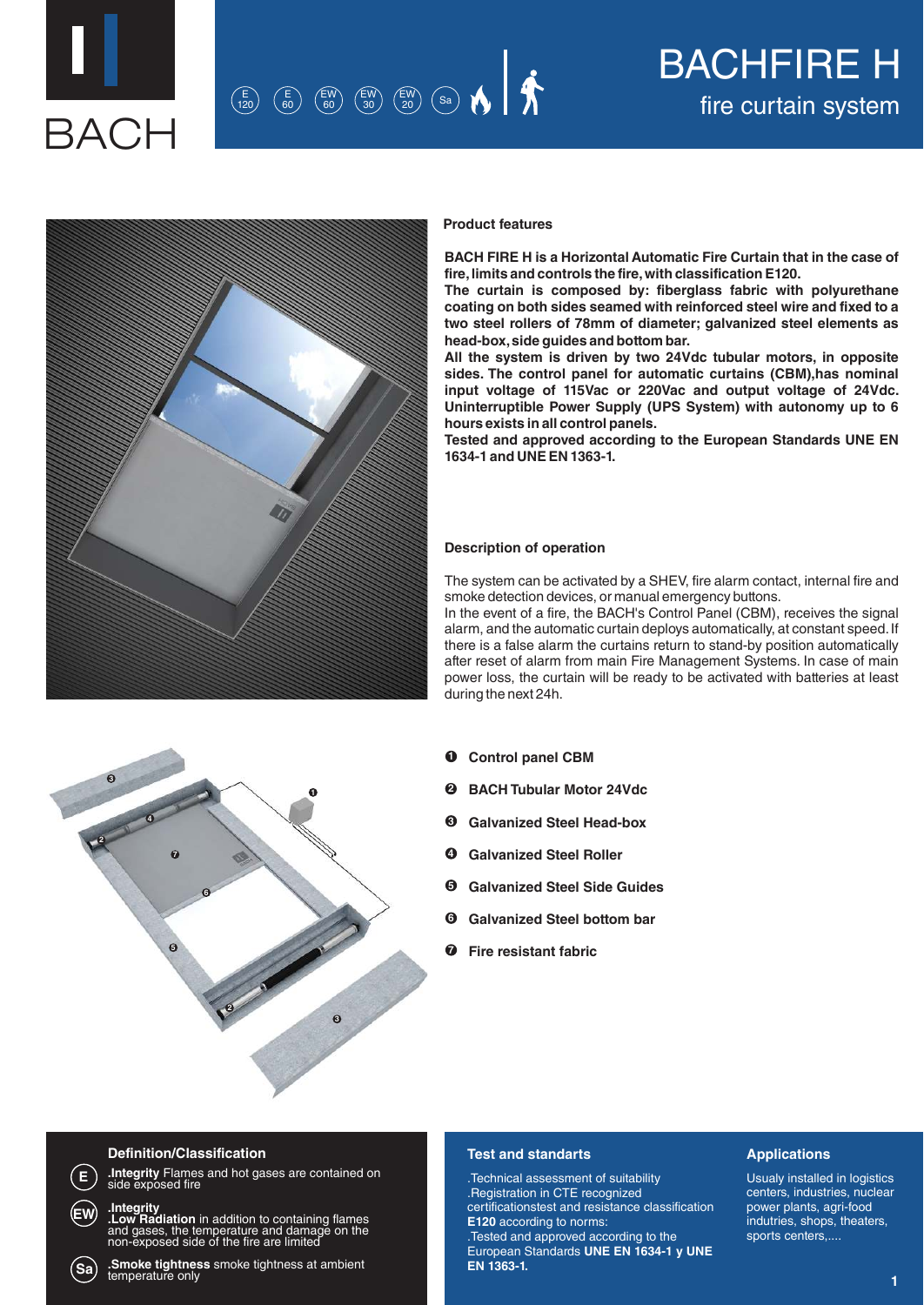BACH

E 120 | E 60 | EW 60 | EW 30 | EW 20 | Sa

# BACHFIRE H

## fire curtain system

### Product features

**BACH FIRE H is a Horizontal Automatic Fire Curtain that in the case of fire, limits and controls the fire, with classification E120.**
**The curtain is composed by: fiberglass fabric with polyurethane coating on both sides seamed with reinforced steel wire and fixed to a two steel rollers of 78mm of diameter; galvanized steel elements as head-box, side guides and bottom bar.**
**All the system is driven by two 24Vdc tubular motors, in opposite sides. The control panel for automatic curtains (CBM),has nominal input voltage of 115Vac or 220Vac and output voltage of 24Vdc. Uninterruptible Power Supply (UPS System) with autonomy up to 6 hours exists in all control panels.**
**Tested and approved according to the European Standards UNE EN 1634-1 and UNE EN 1363-1.**

### Description of operation

The system can be activated by a SHEV, fire alarm contact, internal fire and smoke detection devices, or manual emergency buttons.
In the event of a fire, the BACH's Control Panel (CBM), receives the signal alarm, and the automatic curtain deploys automatically, at constant speed. If there is a false alarm the curtains return to stand-by position automatically after reset of alarm from main Fire Management Systems. In case of main power loss, the curtain will be ready to be activated with batteries at least during the next 24h.

1. **Control panel CBM**
2. **BACH Tubular Motor 24Vdc**
3. **Galvanized Steel Head-box**
4. **Galvanized Steel Roller**
5. **Galvanized Steel Side Guides**
6. **Galvanized Steel bottom bar**
7. **Fire resistant fabric**

### Definition/Classification

- **E** — **.Integrity** Flames and hot gases are contained on side exposed fire
- **EW** — **.Integrity** **.Low Radiation** in addition to containing flames and gases, the temperature and damage on the non-exposed side of the fire are limited
- **Sa** — **.Smoke tightness** smoke tightness at ambient temperature only

### Test and standards

.Technical assessment of suitability
.Registration in CTE recognized certificationstest and resistance classification **E120** according to norms:
.Tested and approved according to the European Standards **UNE EN 1634-1 y UNE EN 1363-1.**

### Applications

Usualy installed in logistics centers, industries, nuclear power plants, agri-food indutries, shops, theaters, sports centers,....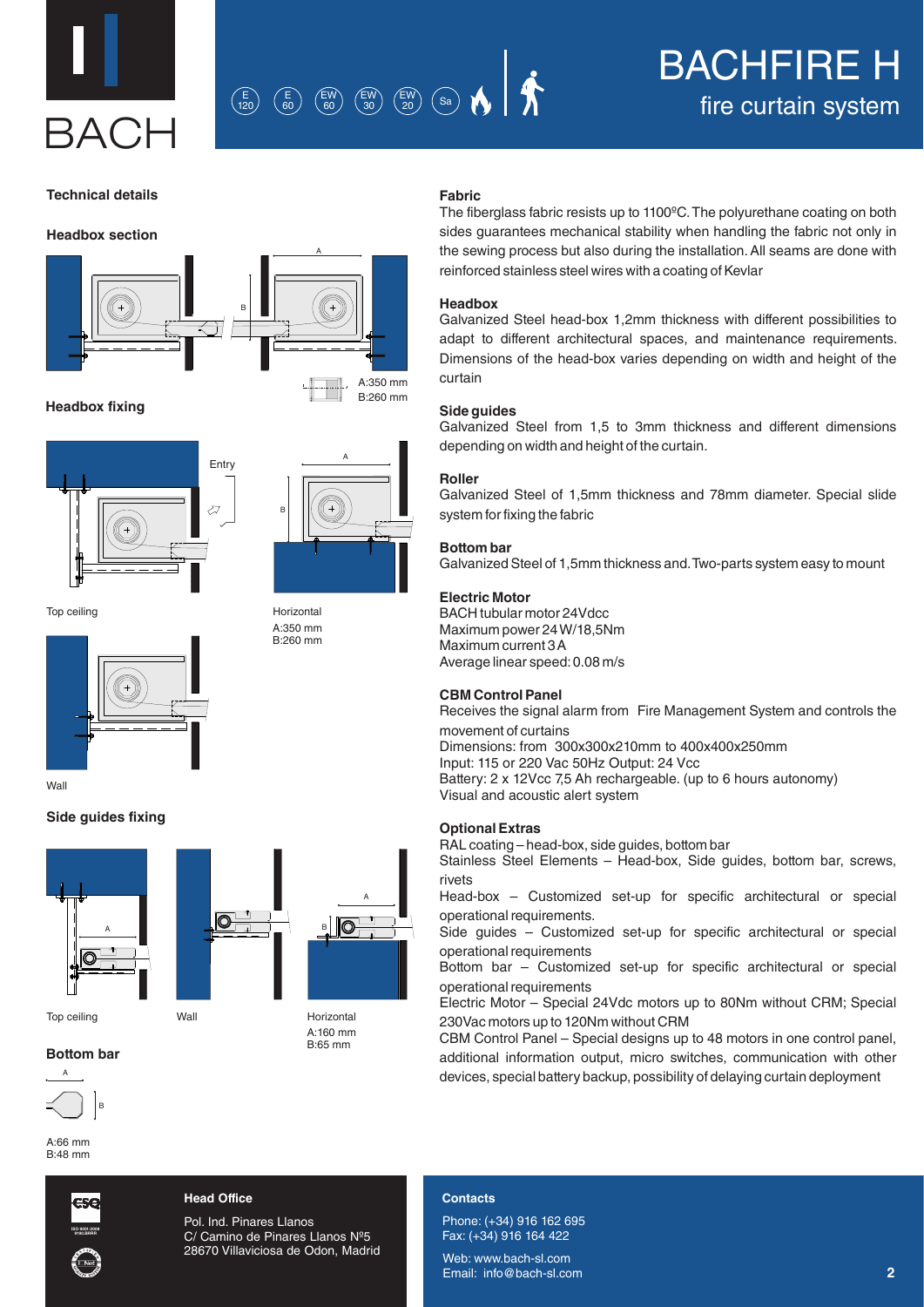# BACHFIRE H

fire curtain system

E 120 E 60 EW 60 EW 30 EW 20 Sa

## Technical details

### Headbox section

A
B

A:350 mm
B:260 mm

### Headbox fixing

Entry

A
B

Top ceiling

Horizontal
A:350 mm
B:260 mm

Wall

### Side guides fixing

A

A
B

Top ceiling

Wall

Horizontal
A:160 mm
B:65 mm

### Bottom bar

A
B

A:66 mm
B:48 mm

### Fabric

The fiberglass fabric resists up to 1100ºC. The polyurethane coating on both sides guarantees mechanical stability when handling the fabric not only in the sewing process but also during the installation. All seams are done with reinforced stainless steel wires with a coating of Kevlar

### Headbox

Galvanized Steel head-box 1,2mm thickness with different possibilities to adapt to different architectural spaces, and maintenance requirements. Dimensions of the head-box varies depending on width and height of the curtain

### Side guides

Galvanized Steel from 1,5 to 3mm thickness and different dimensions depending on width and height of the curtain.

### Roller

Galvanized Steel of 1,5mm thickness and 78mm diameter. Special slide system for fixing the fabric

### Bottom bar

Galvanized Steel of 1,5mm thickness and. Two-parts system easy to mount

### Electric Motor

BACH tubular motor 24Vdcc
Maximum power 24 W/18,5Nm
Maximum current 3 A
Average linear speed: 0.08 m/s

### CBM Control Panel

Receives the signal alarm from Fire Management System and controls the movement of curtains
Dimensions: from 300x300x210mm to 400x400x250mm
Input: 115 or 220 Vac 50Hz Output: 24 Vcc
Battery: 2 x 12Vcc 7,5 Ah rechargeable. (up to 6 hours autonomy)
Visual and acoustic alert system

### Optional Extras

RAL coating – head-box, side guides, bottom bar
Stainless Steel Elements – Head-box, Side guides, bottom bar, screws, rivets
Head-box – Customized set-up for specific architectural or special operational requirements.
Side guides – Customized set-up for specific architectural or special operational requirements
Bottom bar – Customized set-up for specific architectural or special operational requirements
Electric Motor – Special 24Vdc motors up to 80Nm without CRM; Special 230Vac motors up to 120Nm without CRM
CBM Control Panel – Special designs up to 48 motors in one control panel, additional information output, micro switches, communication with other devices, special battery backup, possibility of delaying curtain deployment

**Head Office**

Pol. Ind. Pinares Llanos
C/ Camino de Pinares Llanos Nº5
28670 Villaviciosa de Odon, Madrid

**Contacts**

Phone: (+34) 916 162 695
Fax: (+34) 916 164 422

Web: www.bach-sl.com
Email: info@bach-sl.com